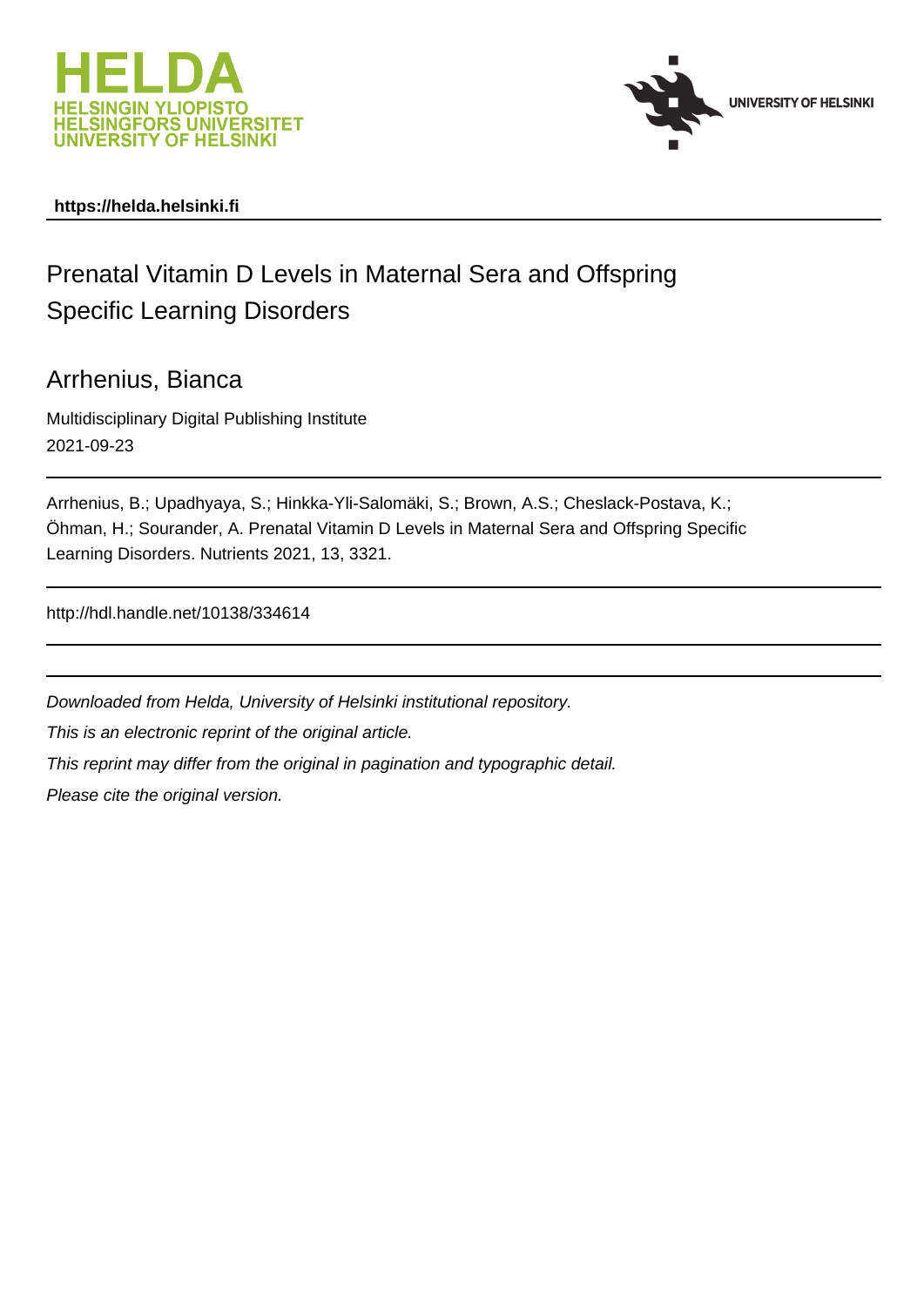https://helda.helsinki.fi

# Prenatal Vitamin D Levels in Maternal Sera and Offspring Specific Learning Disorders

## Arrhenius, Bianca

Multidisciplinary Digital Publishing Institute
2021-09-23

Arrhenius, B.; Upadhyaya, S.; Hinkka-Yli-Salomäki, S.; Brown, A.S.; Cheslack-Postava, K.; Öhman, H.; Sourander, A. Prenatal Vitamin D Levels in Maternal Sera and Offspring Specific Learning Disorders. Nutrients 2021, 13, 3321.

http://hdl.handle.net/10138/334614

*Downloaded from Helda, University of Helsinki institutional repository.*

*This is an electronic reprint of the original article.*

*This reprint may differ from the original in pagination and typographic detail.*

*Please cite the original version.*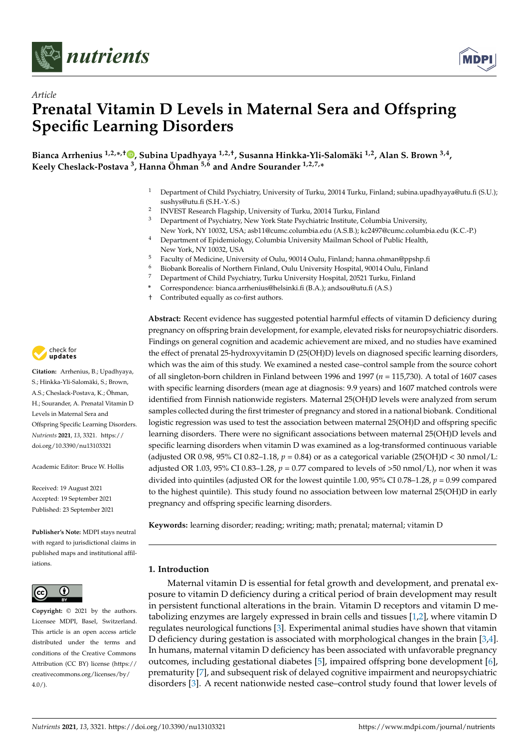# Prenatal Vitamin D Levels in Maternal Sera and Offspring Specific Learning Disorders

**Bianca Arrhenius [1,2,*,†], Subina Upadhyaya [1,2,†], Susanna Hinkka-Yli-Salomäki [1,2], Alan S. Brown [3,4], Keely Cheslack-Postava [3], Hanna Öhman [5,6] and Andre Sourander [1,2,7,*]**

1 Department of Child Psychiatry, University of Turku, 20014 Turku, Finland; subina.upadhyaya@utu.fi (S.U.); sushys@utu.fi (S.H.-Y.-S.)
2 INVEST Research Flagship, University of Turku, 20014 Turku, Finland
3 Department of Psychiatry, New York State Psychiatric Institute, Columbia University, New York, NY 10032, USA; asb11@cumc.columbia.edu (A.S.B.); kc2497@cumc.columbia.edu (K.C.-P.)
4 Department of Epidemiology, Columbia University Mailman School of Public Health, New York, NY 10032, USA
5 Faculty of Medicine, University of Oulu, 90014 Oulu, Finland; hanna.ohman@ppshp.fi
6 Biobank Borealis of Northern Finland, Oulu University Hospital, 90014 Oulu, Finland
7 Department of Child Psychiatry, Turku University Hospital, 20521 Turku, Finland
* Correspondence: bianca.arrhenius@helsinki.fi (B.A.); andsou@utu.fi (A.S.)
† Contributed equally as co-first authors.

**Citation:** Arrhenius, B.; Upadhyaya, S.; Hinkka-Yli-Salomäki, S.; Brown, A.S.; Cheslack-Postava, K.; Öhman, H.; Sourander, A. Prenatal Vitamin D Levels in Maternal Sera and Offspring Specific Learning Disorders. *Nutrients* **2021**, *13*, 3321. https://doi.org/10.3390/nu13103321

Academic Editor: Bruce W. Hollis

Received: 19 August 2021
Accepted: 19 September 2021
Published: 23 September 2021

**Publisher's Note:** MDPI stays neutral with regard to jurisdictional claims in published maps and institutional affiliations.

**Copyright:** © 2021 by the authors. Licensee MDPI, Basel, Switzerland. This article is an open access article distributed under the terms and conditions of the Creative Commons Attribution (CC BY) license (https://creativecommons.org/licenses/by/4.0/).

**Abstract:** Recent evidence has suggested potential harmful effects of vitamin D deficiency during pregnancy on offspring brain development, for example, elevated risks for neuropsychiatric disorders. Findings on general cognition and academic achievement are mixed, and no studies have examined the effect of prenatal 25-hydroxyvitamin D (25(OH)D) levels on diagnosed specific learning disorders, which was the aim of this study. We examined a nested case–control sample from the source cohort of all singleton-born children in Finland between 1996 and 1997 ($n$ = 115,730). A total of 1607 cases with specific learning disorders (mean age at diagnosis: 9.9 years) and 1607 matched controls were identified from Finnish nationwide registers. Maternal 25(OH)D levels were analyzed from serum samples collected during the first trimester of pregnancy and stored in a national biobank. Conditional logistic regression was used to test the association between maternal 25(OH)D and offspring specific learning disorders. There were no significant associations between maternal 25(OH)D levels and specific learning disorders when vitamin D was examined as a log-transformed continuous variable (adjusted OR 0.98, 95% CI 0.82–1.18, $p$ = 0.84) or as a categorical variable (25(OH)D < 30 nmol/L: adjusted OR 1.03, 95% CI 0.83–1.28, $p$ = 0.77 compared to levels of >50 nmol/L), nor when it was divided into quintiles (adjusted OR for the lowest quintile 1.00, 95% CI 0.78–1.28, $p$ = 0.99 compared to the highest quintile). This study found no association between low maternal 25(OH)D in early pregnancy and offspring specific learning disorders.

**Keywords:** learning disorder; reading; writing; math; prenatal; maternal; vitamin D

## 1. Introduction

Maternal vitamin D is essential for fetal growth and development, and prenatal exposure to vitamin D deficiency during a critical period of brain development may result in persistent functional alterations in the brain. Vitamin D receptors and vitamin D metabolizing enzymes are largely expressed in brain cells and tissues [1,2], where vitamin D regulates neurological functions [3]. Experimental animal studies have shown that vitamin D deficiency during gestation is associated with morphological changes in the brain [3,4]. In humans, maternal vitamin D deficiency has been associated with unfavorable pregnancy outcomes, including gestational diabetes [5], impaired offspring bone development [6], prematurity [7], and subsequent risk of delayed cognitive impairment and neuropsychiatric disorders [3]. A recent nationwide nested case–control study found that lower levels of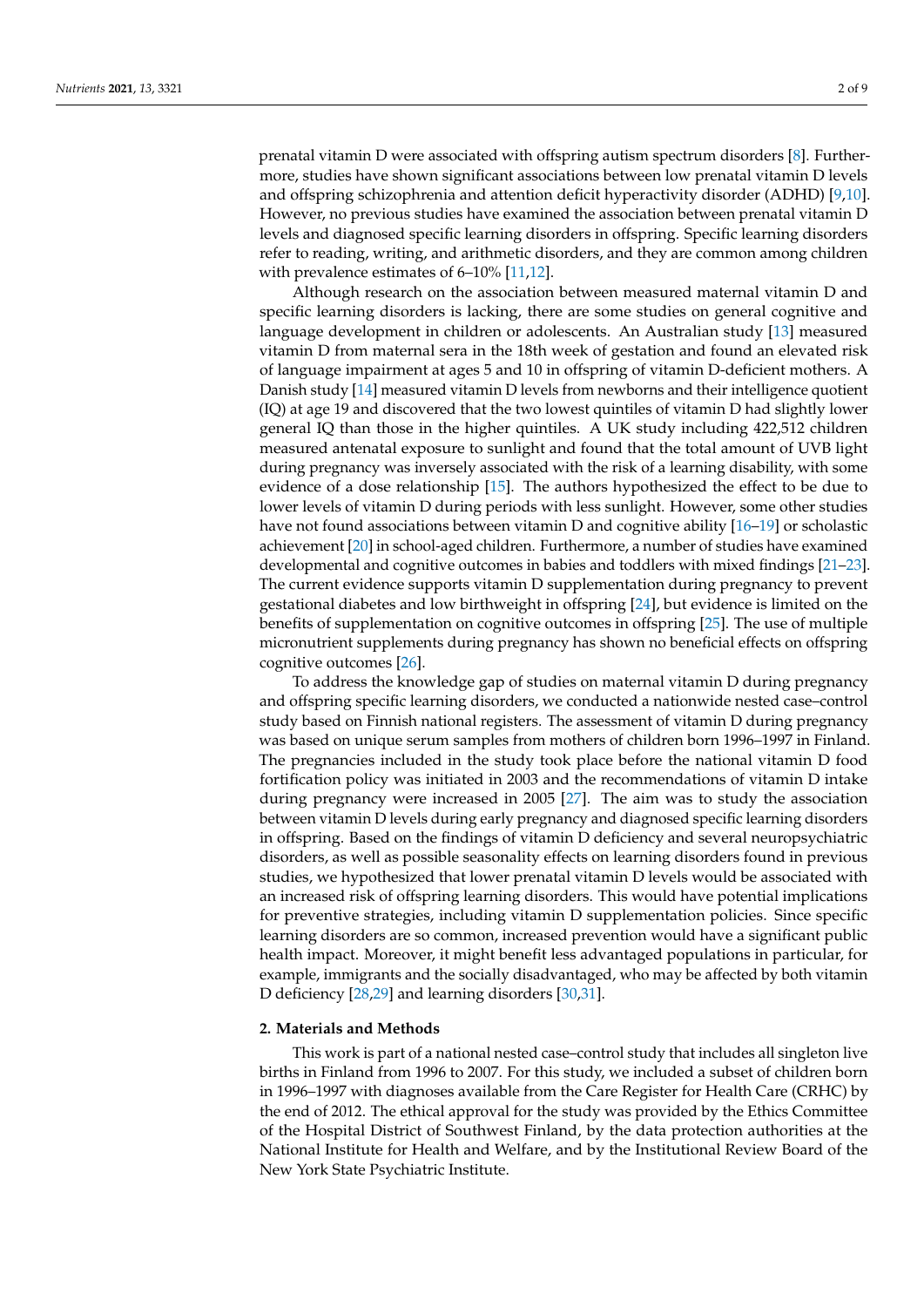prenatal vitamin D were associated with offspring autism spectrum disorders [8]. Furthermore, studies have shown significant associations between low prenatal vitamin D levels and offspring schizophrenia and attention deficit hyperactivity disorder (ADHD) [9,10]. However, no previous studies have examined the association between prenatal vitamin D levels and diagnosed specific learning disorders in offspring. Specific learning disorders refer to reading, writing, and arithmetic disorders, and they are common among children with prevalence estimates of 6–10% [11,12].

Although research on the association between measured maternal vitamin D and specific learning disorders is lacking, there are some studies on general cognitive and language development in children or adolescents. An Australian study [13] measured vitamin D from maternal sera in the 18th week of gestation and found an elevated risk of language impairment at ages 5 and 10 in offspring of vitamin D-deficient mothers. A Danish study [14] measured vitamin D levels from newborns and their intelligence quotient (IQ) at age 19 and discovered that the two lowest quintiles of vitamin D had slightly lower general IQ than those in the higher quintiles. A UK study including 422,512 children measured antenatal exposure to sunlight and found that the total amount of UVB light during pregnancy was inversely associated with the risk of a learning disability, with some evidence of a dose relationship [15]. The authors hypothesized the effect to be due to lower levels of vitamin D during periods with less sunlight. However, some other studies have not found associations between vitamin D and cognitive ability [16–19] or scholastic achievement [20] in school-aged children. Furthermore, a number of studies have examined developmental and cognitive outcomes in babies and toddlers with mixed findings [21–23]. The current evidence supports vitamin D supplementation during pregnancy to prevent gestational diabetes and low birthweight in offspring [24], but evidence is limited on the benefits of supplementation on cognitive outcomes in offspring [25]. The use of multiple micronutrient supplements during pregnancy has shown no beneficial effects on offspring cognitive outcomes [26].

To address the knowledge gap of studies on maternal vitamin D during pregnancy and offspring specific learning disorders, we conducted a nationwide nested case–control study based on Finnish national registers. The assessment of vitamin D during pregnancy was based on unique serum samples from mothers of children born 1996–1997 in Finland. The pregnancies included in the study took place before the national vitamin D food fortification policy was initiated in 2003 and the recommendations of vitamin D intake during pregnancy were increased in 2005 [27]. The aim was to study the association between vitamin D levels during early pregnancy and diagnosed specific learning disorders in offspring. Based on the findings of vitamin D deficiency and several neuropsychiatric disorders, as well as possible seasonality effects on learning disorders found in previous studies, we hypothesized that lower prenatal vitamin D levels would be associated with an increased risk of offspring learning disorders. This would have potential implications for preventive strategies, including vitamin D supplementation policies. Since specific learning disorders are so common, increased prevention would have a significant public health impact. Moreover, it might benefit less advantaged populations in particular, for example, immigrants and the socially disadvantaged, who may be affected by both vitamin D deficiency [28,29] and learning disorders [30,31].

## 2. Materials and Methods

This work is part of a national nested case–control study that includes all singleton live births in Finland from 1996 to 2007. For this study, we included a subset of children born in 1996–1997 with diagnoses available from the Care Register for Health Care (CRHC) by the end of 2012. The ethical approval for the study was provided by the Ethics Committee of the Hospital District of Southwest Finland, by the data protection authorities at the National Institute for Health and Welfare, and by the Institutional Review Board of the New York State Psychiatric Institute.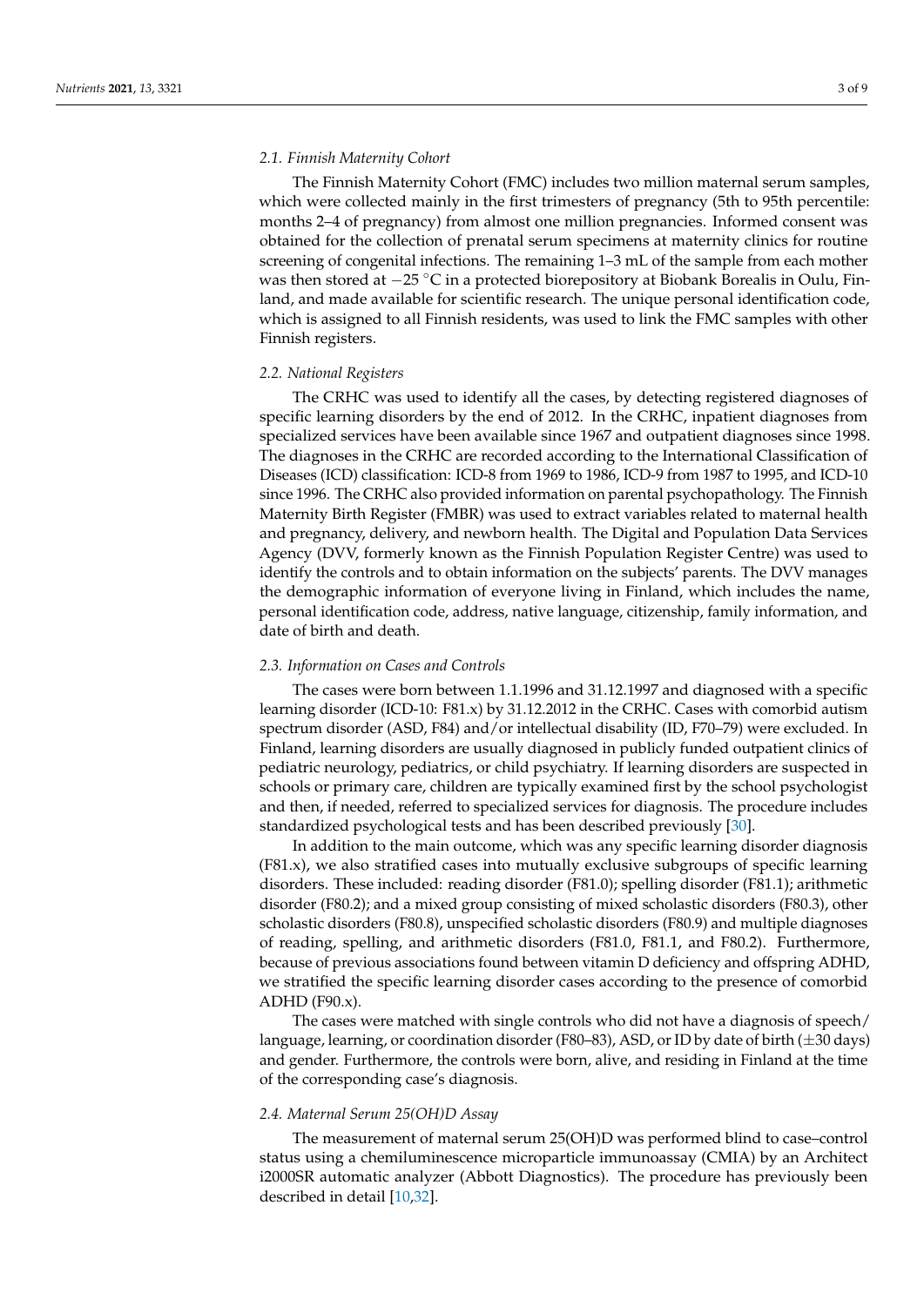### 2.1. Finnish Maternity Cohort

The Finnish Maternity Cohort (FMC) includes two million maternal serum samples, which were collected mainly in the first trimesters of pregnancy (5th to 95th percentile: months 2–4 of pregnancy) from almost one million pregnancies. Informed consent was obtained for the collection of prenatal serum specimens at maternity clinics for routine screening of congenital infections. The remaining 1–3 mL of the sample from each mother was then stored at −25 °C in a protected biorepository at Biobank Borealis in Oulu, Finland, and made available for scientific research. The unique personal identification code, which is assigned to all Finnish residents, was used to link the FMC samples with other Finnish registers.

### 2.2. National Registers

The CRHC was used to identify all the cases, by detecting registered diagnoses of specific learning disorders by the end of 2012. In the CRHC, inpatient diagnoses from specialized services have been available since 1967 and outpatient diagnoses since 1998. The diagnoses in the CRHC are recorded according to the International Classification of Diseases (ICD) classification: ICD-8 from 1969 to 1986, ICD-9 from 1987 to 1995, and ICD-10 since 1996. The CRHC also provided information on parental psychopathology. The Finnish Maternity Birth Register (FMBR) was used to extract variables related to maternal health and pregnancy, delivery, and newborn health. The Digital and Population Data Services Agency (DVV, formerly known as the Finnish Population Register Centre) was used to identify the controls and to obtain information on the subjects' parents. The DVV manages the demographic information of everyone living in Finland, which includes the name, personal identification code, address, native language, citizenship, family information, and date of birth and death.

### 2.3. Information on Cases and Controls

The cases were born between 1.1.1996 and 31.12.1997 and diagnosed with a specific learning disorder (ICD-10: F81.x) by 31.12.2012 in the CRHC. Cases with comorbid autism spectrum disorder (ASD, F84) and/or intellectual disability (ID, F70–79) were excluded. In Finland, learning disorders are usually diagnosed in publicly funded outpatient clinics of pediatric neurology, pediatrics, or child psychiatry. If learning disorders are suspected in schools or primary care, children are typically examined first by the school psychologist and then, if needed, referred to specialized services for diagnosis. The procedure includes standardized psychological tests and has been described previously [30].

In addition to the main outcome, which was any specific learning disorder diagnosis (F81.x), we also stratified cases into mutually exclusive subgroups of specific learning disorders. These included: reading disorder (F81.0); spelling disorder (F81.1); arithmetic disorder (F80.2); and a mixed group consisting of mixed scholastic disorders (F80.3), other scholastic disorders (F80.8), unspecified scholastic disorders (F80.9) and multiple diagnoses of reading, spelling, and arithmetic disorders (F81.0, F81.1, and F80.2). Furthermore, because of previous associations found between vitamin D deficiency and offspring ADHD, we stratified the specific learning disorder cases according to the presence of comorbid ADHD (F90.x).

The cases were matched with single controls who did not have a diagnosis of speech/language, learning, or coordination disorder (F80–83), ASD, or ID by date of birth (±30 days) and gender. Furthermore, the controls were born, alive, and residing in Finland at the time of the corresponding case's diagnosis.

### 2.4. Maternal Serum 25(OH)D Assay

The measurement of maternal serum 25(OH)D was performed blind to case–control status using a chemiluminescence microparticle immunoassay (CMIA) by an Architect i2000SR automatic analyzer (Abbott Diagnostics). The procedure has previously been described in detail [10,32].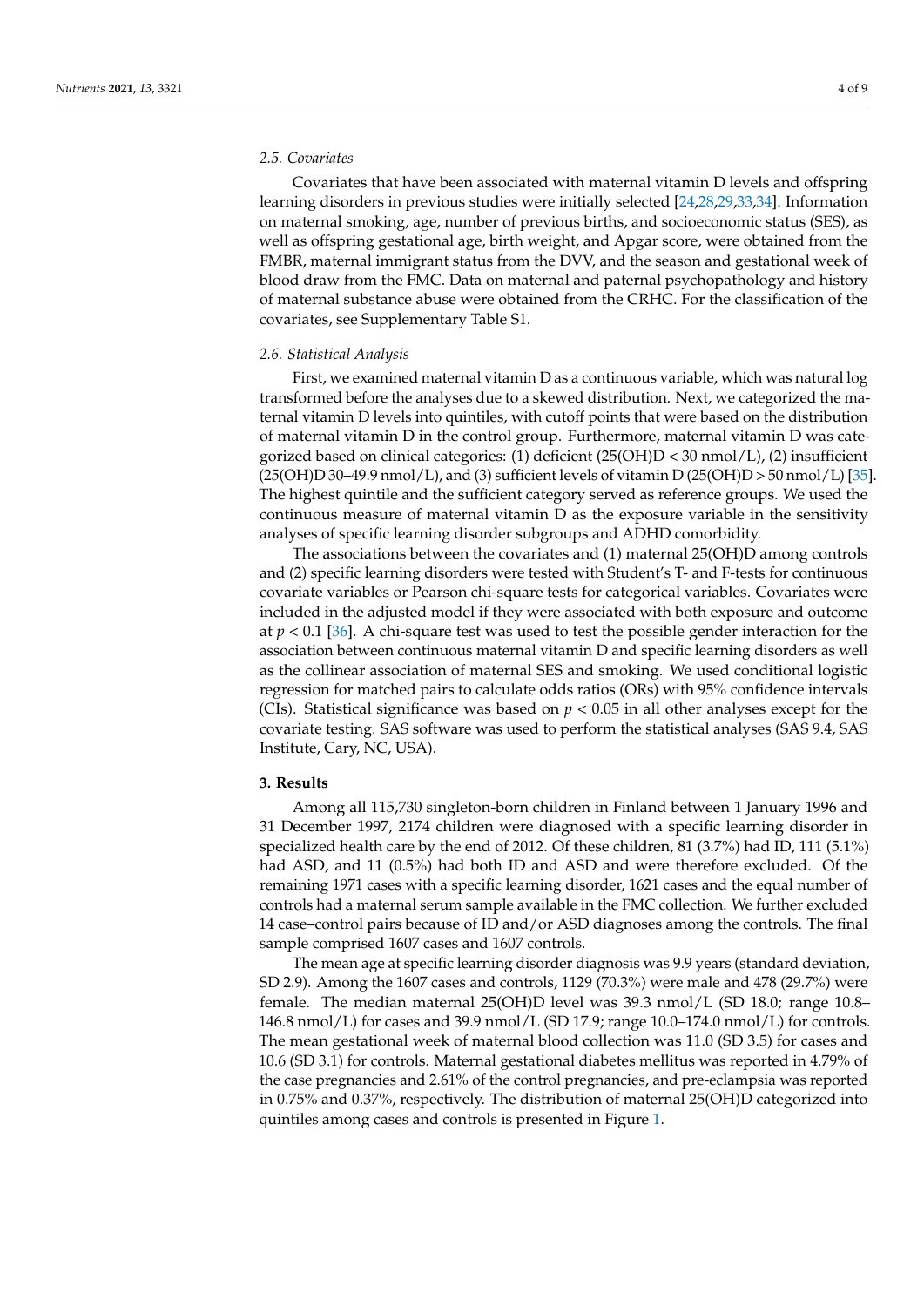### 2.5. Covariates

Covariates that have been associated with maternal vitamin D levels and offspring learning disorders in previous studies were initially selected [24,28,29,33,34]. Information on maternal smoking, age, number of previous births, and socioeconomic status (SES), as well as offspring gestational age, birth weight, and Apgar score, were obtained from the FMBR, maternal immigrant status from the DVV, and the season and gestational week of blood draw from the FMC. Data on maternal and paternal psychopathology and history of maternal substance abuse were obtained from the CRHC. For the classification of the covariates, see Supplementary Table S1.

### 2.6. Statistical Analysis

First, we examined maternal vitamin D as a continuous variable, which was natural log transformed before the analyses due to a skewed distribution. Next, we categorized the maternal vitamin D levels into quintiles, with cutoff points that were based on the distribution of maternal vitamin D in the control group. Furthermore, maternal vitamin D was categorized based on clinical categories: (1) deficient (25(OH)D < 30 nmol/L), (2) insufficient (25(OH)D 30–49.9 nmol/L), and (3) sufficient levels of vitamin D (25(OH)D > 50 nmol/L) [35]. The highest quintile and the sufficient category served as reference groups. We used the continuous measure of maternal vitamin D as the exposure variable in the sensitivity analyses of specific learning disorder subgroups and ADHD comorbidity.

The associations between the covariates and (1) maternal 25(OH)D among controls and (2) specific learning disorders were tested with Student's T- and F-tests for continuous covariate variables or Pearson chi-square tests for categorical variables. Covariates were included in the adjusted model if they were associated with both exposure and outcome at $p < 0.1$ [36]. A chi-square test was used to test the possible gender interaction for the association between continuous maternal vitamin D and specific learning disorders as well as the collinear association of maternal SES and smoking. We used conditional logistic regression for matched pairs to calculate odds ratios (ORs) with 95% confidence intervals (CIs). Statistical significance was based on $p < 0.05$ in all other analyses except for the covariate testing. SAS software was used to perform the statistical analyses (SAS 9.4, SAS Institute, Cary, NC, USA).

## 3. Results

Among all 115,730 singleton-born children in Finland between 1 January 1996 and 31 December 1997, 2174 children were diagnosed with a specific learning disorder in specialized health care by the end of 2012. Of these children, 81 (3.7%) had ID, 111 (5.1%) had ASD, and 11 (0.5%) had both ID and ASD and were therefore excluded. Of the remaining 1971 cases with a specific learning disorder, 1621 cases and the equal number of controls had a maternal serum sample available in the FMC collection. We further excluded 14 case–control pairs because of ID and/or ASD diagnoses among the controls. The final sample comprised 1607 cases and 1607 controls.

The mean age at specific learning disorder diagnosis was 9.9 years (standard deviation, SD 2.9). Among the 1607 cases and controls, 1129 (70.3%) were male and 478 (29.7%) were female. The median maternal 25(OH)D level was 39.3 nmol/L (SD 18.0; range 10.8–146.8 nmol/L) for cases and 39.9 nmol/L (SD 17.9; range 10.0–174.0 nmol/L) for controls. The mean gestational week of maternal blood collection was 11.0 (SD 3.5) for cases and 10.6 (SD 3.1) for controls. Maternal gestational diabetes mellitus was reported in 4.79% of the case pregnancies and 2.61% of the control pregnancies, and pre-eclampsia was reported in 0.75% and 0.37%, respectively. The distribution of maternal 25(OH)D categorized into quintiles among cases and controls is presented in Figure 1.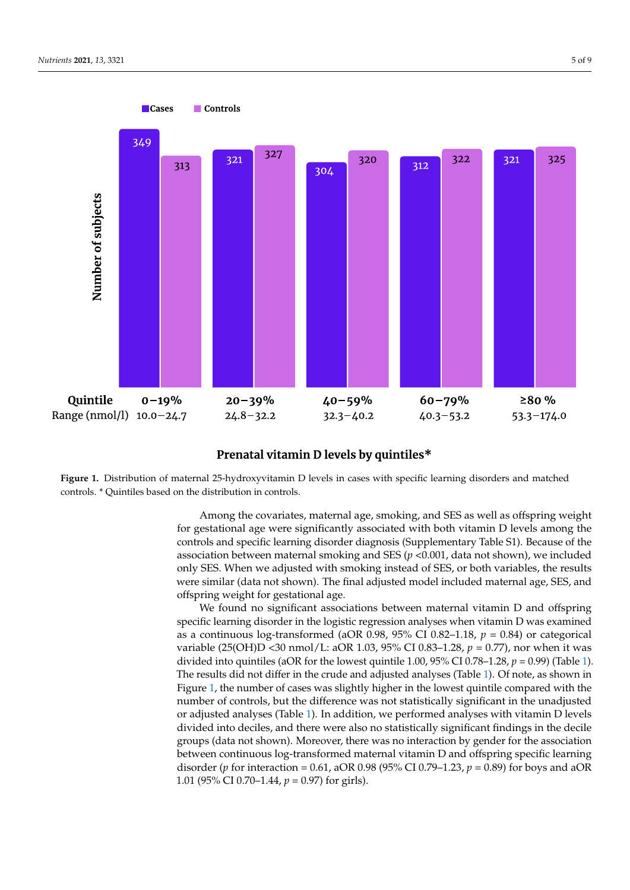| Quintile | 0–19% | 20–39% | 40–59% | 60–79% | ≥80 % |
|---|---|---|---|---|---|
| Range (nmol/l) | 10.0–24.7 | 24.8–32.2 | 32.3–40.2 | 40.3–53.2 | 53.3–174.0 |
| Cases | 349 | 321 | 304 | 312 | 321 |
| Controls | 313 | 327 | 320 | 322 | 325 |

Number of subjects

**Prenatal vitamin D levels by quintiles***

**Figure 1.** Distribution of maternal 25-hydroxyvitamin D levels in cases with specific learning disorders and matched controls. * Quintiles based on the distribution in controls.

Among the covariates, maternal age, smoking, and SES as well as offspring weight for gestational age were significantly associated with both vitamin D levels among the controls and specific learning disorder diagnosis (Supplementary Table S1). Because of the association between maternal smoking and SES ($p < 0.001$, data not shown), we included only SES. When we adjusted with smoking instead of SES, or both variables, the results were similar (data not shown). The final adjusted model included maternal age, SES, and offspring weight for gestational age.

We found no significant associations between maternal vitamin D and offspring specific learning disorder in the logistic regression analyses when vitamin D was examined as a continuous log-transformed (aOR 0.98, 95% CI 0.82–1.18, $p = 0.84$) or categorical variable (25(OH)D <30 nmol/L: aOR 1.03, 95% CI 0.83–1.28, $p = 0.77$), nor when it was divided into quintiles (aOR for the lowest quintile 1.00, 95% CI 0.78–1.28, $p = 0.99$) (Table 1). The results did not differ in the crude and adjusted analyses (Table 1). Of note, as shown in Figure 1, the number of cases was slightly higher in the lowest quintile compared with the number of controls, but the difference was not statistically significant in the unadjusted or adjusted analyses (Table 1). In addition, we performed analyses with vitamin D levels divided into deciles, and there were also no statistically significant findings in the decile groups (data not shown). Moreover, there was no interaction by gender for the association between continuous log-transformed maternal vitamin D and offspring specific learning disorder ($p$ for interaction = 0.61, aOR 0.98 (95% CI 0.79–1.23, $p = 0.89$) for boys and aOR 1.01 (95% CI 0.70–1.44, $p = 0.97$) for girls).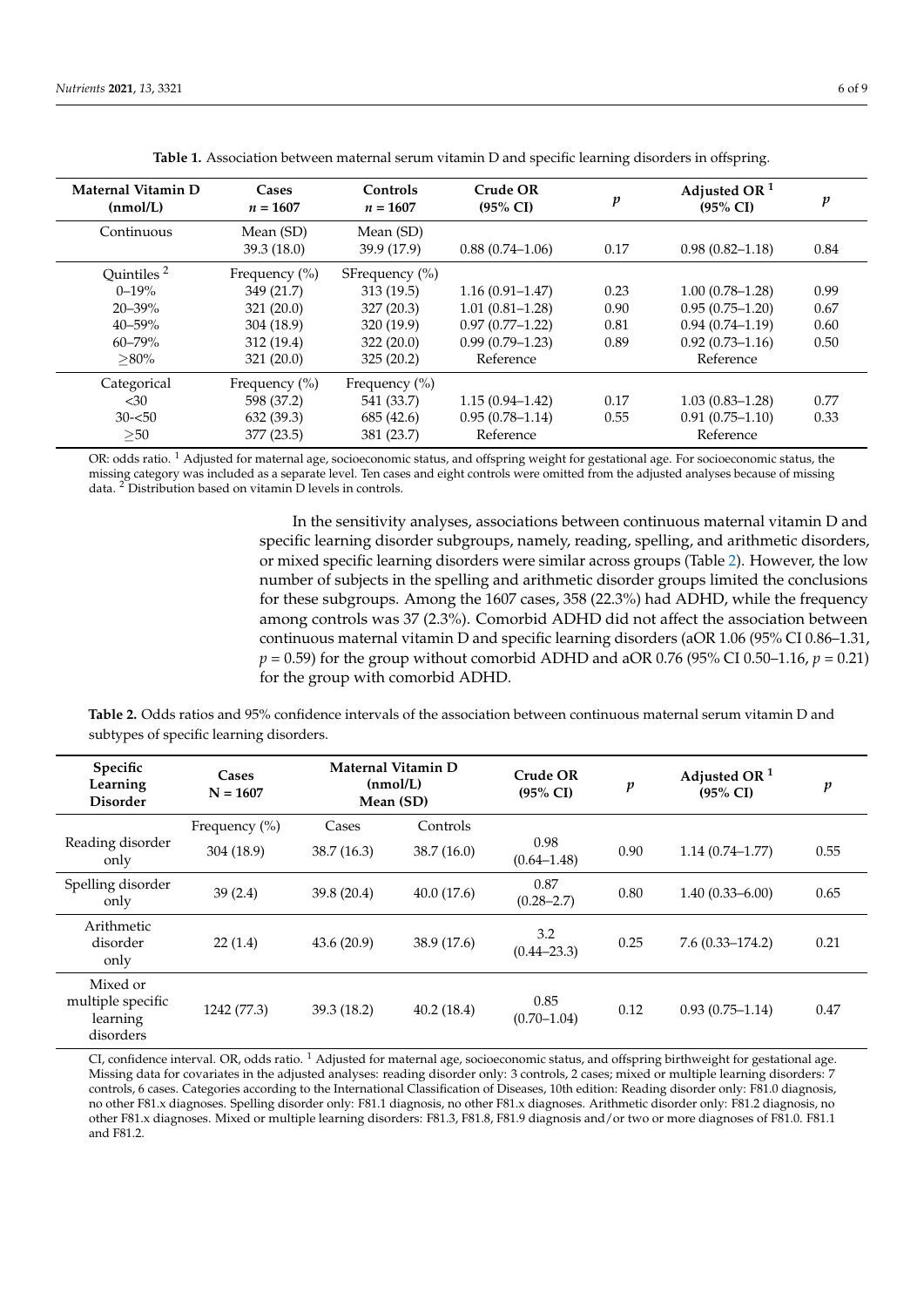**Table 1.** Association between maternal serum vitamin D and specific learning disorders in offspring.

| Maternal Vitamin D (nmol/L) | Cases $n = 1607$ | Controls $n = 1607$ | Crude OR (95% CI) | $p$ | Adjusted OR [1] (95% CI) | $p$ |
|---|---|---|---|---|---|---|
| Continuous | Mean (SD) | Mean (SD) | | | | |
| | 39.3 (18.0) | 39.9 (17.9) | 0.88 (0.74–1.06) | 0.17 | 0.98 (0.82–1.18) | 0.84 |
| Quintiles [2] | Frequency (%) | SFrequency (%) | | | | |
| 0–19% | 349 (21.7) | 313 (19.5) | 1.16 (0.91–1.47) | 0.23 | 1.00 (0.78–1.28) | 0.99 |
| 20–39% | 321 (20.0) | 327 (20.3) | 1.01 (0.81–1.28) | 0.90 | 0.95 (0.75–1.20) | 0.67 |
| 40–59% | 304 (18.9) | 320 (19.9) | 0.97 (0.77–1.22) | 0.81 | 0.94 (0.74–1.19) | 0.60 |
| 60–79% | 312 (19.4) | 322 (20.0) | 0.99 (0.79–1.23) | 0.89 | 0.92 (0.73–1.16) | 0.50 |
| ≥80% | 321 (20.0) | 325 (20.2) | Reference | | Reference | |
| Categorical | Frequency (%) | Frequency (%) | | | | |
| <30 | 598 (37.2) | 541 (33.7) | 1.15 (0.94–1.42) | 0.17 | 1.03 (0.83–1.28) | 0.77 |
| 30-<50 | 632 (39.3) | 685 (42.6) | 0.95 (0.78–1.14) | 0.55 | 0.91 (0.75–1.10) | 0.33 |
| ≥50 | 377 (23.5) | 381 (23.7) | Reference | | Reference | |

OR: odds ratio. [1] Adjusted for maternal age, socioeconomic status, and offspring weight for gestational age. For socioeconomic status, the missing category was included as a separate level. Ten cases and eight controls were omitted from the adjusted analyses because of missing data. [2] Distribution based on vitamin D levels in controls.

In the sensitivity analyses, associations between continuous maternal vitamin D and specific learning disorder subgroups, namely, reading, spelling, and arithmetic disorders, or mixed specific learning disorders were similar across groups (Table 2). However, the low number of subjects in the spelling and arithmetic disorder groups limited the conclusions for these subgroups. Among the 1607 cases, 358 (22.3%) had ADHD, while the frequency among controls was 37 (2.3%). Comorbid ADHD did not affect the association between continuous maternal vitamin D and specific learning disorders (aOR 1.06 (95% CI 0.86–1.31, $p = 0.59$) for the group without comorbid ADHD and aOR 0.76 (95% CI 0.50–1.16, $p = 0.21$) for the group with comorbid ADHD.

**Table 2.** Odds ratios and 95% confidence intervals of the association between continuous maternal serum vitamin D and subtypes of specific learning disorders.

| Specific Learning Disorder | Cases N = 1607 | Maternal Vitamin D (nmol/L) Mean (SD) | | Crude OR (95% CI) | $p$ | Adjusted OR [1] (95% CI) | $p$ |
|---|---|---|---|---|---|---|---|
| | Frequency (%) | Cases | Controls | | | | |
| Reading disorder only | 304 (18.9) | 38.7 (16.3) | 38.7 (16.0) | 0.98 (0.64–1.48) | 0.90 | 1.14 (0.74–1.77) | 0.55 |
| Spelling disorder only | 39 (2.4) | 39.8 (20.4) | 40.0 (17.6) | 0.87 (0.28–2.7) | 0.80 | 1.40 (0.33–6.00) | 0.65 |
| Arithmetic disorder only | 22 (1.4) | 43.6 (20.9) | 38.9 (17.6) | 3.2 (0.44–23.3) | 0.25 | 7.6 (0.33–174.2) | 0.21 |
| Mixed or multiple specific learning disorders | 1242 (77.3) | 39.3 (18.2) | 40.2 (18.4) | 0.85 (0.70–1.04) | 0.12 | 0.93 (0.75–1.14) | 0.47 |

CI, confidence interval. OR, odds ratio. [1] Adjusted for maternal age, socioeconomic status, and offspring birthweight for gestational age. Missing data for covariates in the adjusted analyses: reading disorder only: 3 controls, 2 cases; mixed or multiple learning disorders: 7 controls, 6 cases. Categories according to the International Classification of Diseases, 10th edition: Reading disorder only: F81.0 diagnosis, no other F81.x diagnoses. Spelling disorder only: F81.1 diagnosis, no other F81.x diagnoses. Arithmetic disorder only: F81.2 diagnosis, no other F81.x diagnoses. Mixed or multiple learning disorders: F81.3, F81.8, F81.9 diagnosis and/or two or more diagnoses of F81.0. F81.1 and F81.2.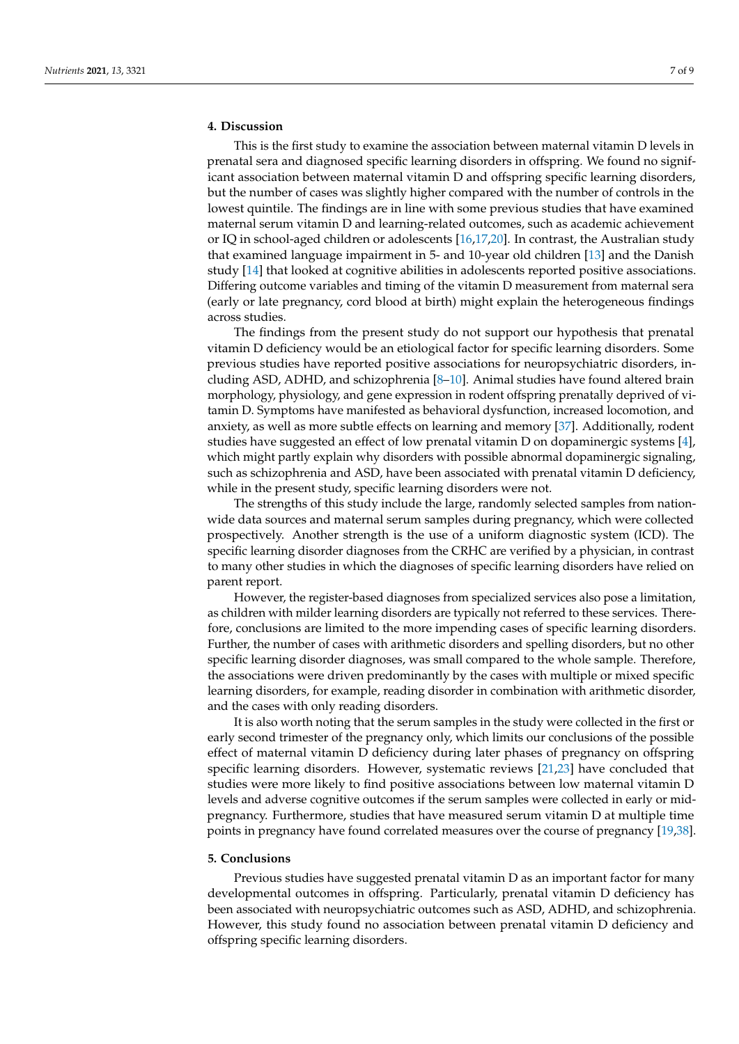## 4. Discussion

This is the first study to examine the association between maternal vitamin D levels in prenatal sera and diagnosed specific learning disorders in offspring. We found no significant association between maternal vitamin D and offspring specific learning disorders, but the number of cases was slightly higher compared with the number of controls in the lowest quintile. The findings are in line with some previous studies that have examined maternal serum vitamin D and learning-related outcomes, such as academic achievement or IQ in school-aged children or adolescents [16,17,20]. In contrast, the Australian study that examined language impairment in 5- and 10-year old children [13] and the Danish study [14] that looked at cognitive abilities in adolescents reported positive associations. Differing outcome variables and timing of the vitamin D measurement from maternal sera (early or late pregnancy, cord blood at birth) might explain the heterogeneous findings across studies.

The findings from the present study do not support our hypothesis that prenatal vitamin D deficiency would be an etiological factor for specific learning disorders. Some previous studies have reported positive associations for neuropsychiatric disorders, including ASD, ADHD, and schizophrenia [8–10]. Animal studies have found altered brain morphology, physiology, and gene expression in rodent offspring prenatally deprived of vitamin D. Symptoms have manifested as behavioral dysfunction, increased locomotion, and anxiety, as well as more subtle effects on learning and memory [37]. Additionally, rodent studies have suggested an effect of low prenatal vitamin D on dopaminergic systems [4], which might partly explain why disorders with possible abnormal dopaminergic signaling, such as schizophrenia and ASD, have been associated with prenatal vitamin D deficiency, while in the present study, specific learning disorders were not.

The strengths of this study include the large, randomly selected samples from nationwide data sources and maternal serum samples during pregnancy, which were collected prospectively. Another strength is the use of a uniform diagnostic system (ICD). The specific learning disorder diagnoses from the CRHC are verified by a physician, in contrast to many other studies in which the diagnoses of specific learning disorders have relied on parent report.

However, the register-based diagnoses from specialized services also pose a limitation, as children with milder learning disorders are typically not referred to these services. Therefore, conclusions are limited to the more impending cases of specific learning disorders. Further, the number of cases with arithmetic disorders and spelling disorders, but no other specific learning disorder diagnoses, was small compared to the whole sample. Therefore, the associations were driven predominantly by the cases with multiple or mixed specific learning disorders, for example, reading disorder in combination with arithmetic disorder, and the cases with only reading disorders.

It is also worth noting that the serum samples in the study were collected in the first or early second trimester of the pregnancy only, which limits our conclusions of the possible effect of maternal vitamin D deficiency during later phases of pregnancy on offspring specific learning disorders. However, systematic reviews [21,23] have concluded that studies were more likely to find positive associations between low maternal vitamin D levels and adverse cognitive outcomes if the serum samples were collected in early or mid-pregnancy. Furthermore, studies that have measured serum vitamin D at multiple time points in pregnancy have found correlated measures over the course of pregnancy [19,38].

## 5. Conclusions

Previous studies have suggested prenatal vitamin D as an important factor for many developmental outcomes in offspring. Particularly, prenatal vitamin D deficiency has been associated with neuropsychiatric outcomes such as ASD, ADHD, and schizophrenia. However, this study found no association between prenatal vitamin D deficiency and offspring specific learning disorders.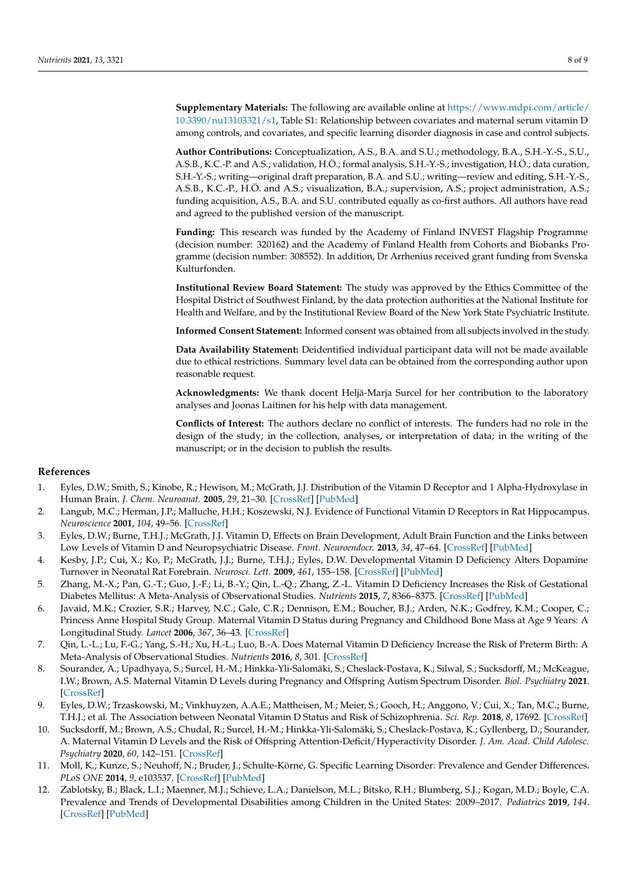**Supplementary Materials:** The following are available online at https://www.mdpi.com/article/10.3390/nu13103321/s1, Table S1: Relationship between covariates and maternal serum vitamin D among controls, and covariates, and specific learning disorder diagnosis in case and control subjects.

**Author Contributions:** Conceptualization, A.S., B.A. and S.U.; methodology, B.A., S.H.-Y.-S., S.U., A.S.B., K.C.-P. and A.S.; validation, H.Ö.; formal analysis, S.H.-Y.-S.; investigation, H.Ö.; data curation, S.H.-Y.-S.; writing—original draft preparation, B.A. and S.U.; writing—review and editing, S.H.-Y.-S., A.S.B., K.C.-P., H.Ö. and A.S.; visualization, B.A.; supervision, A.S.; project administration, A.S.; funding acquisition, A.S., B.A. and S.U. contributed equally as co-first authors. All authors have read and agreed to the published version of the manuscript.

**Funding:** This research was funded by the Academy of Finland INVEST Flagship Programme (decision number: 320162) and the Academy of Finland Health from Cohorts and Biobanks Programme (decision number: 308552). In addition, Dr Arrhenius received grant funding from Svenska Kulturfonden.

**Institutional Review Board Statement:** The study was approved by the Ethics Committee of the Hospital District of Southwest Finland, by the data protection authorities at the National Institute for Health and Welfare, and by the Institutional Review Board of the New York State Psychiatric Institute.

**Informed Consent Statement:** Informed consent was obtained from all subjects involved in the study.

**Data Availability Statement:** Deidentified individual participant data will not be made available due to ethical restrictions. Summary level data can be obtained from the corresponding author upon reasonable request.

**Acknowledgments:** We thank docent Heljä-Marja Surcel for her contribution to the laboratory analyses and Joonas Laitinen for his help with data management.

**Conflicts of Interest:** The authors declare no conflict of interests. The funders had no role in the design of the study; in the collection, analyses, or interpretation of data; in the writing of the manuscript; or in the decision to publish the results.

## References

1. Eyles, D.W.; Smith, S.; Kinobe, R.; Hewison, M.; McGrath, J.J. Distribution of the Vitamin D Receptor and 1 Alpha-Hydroxylase in Human Brain. *J. Chem. Neuroanat.* **2005**, *29*, 21–30. [CrossRef] [PubMed]
2. Langub, M.C.; Herman, J.P.; Malluche, H.H.; Koszewski, N.J. Evidence of Functional Vitamin D Receptors in Rat Hippocampus. *Neuroscience* **2001**, *104*, 49–56. [CrossRef]
3. Eyles, D.W.; Burne, T.H.J.; McGrath, J.J. Vitamin D, Effects on Brain Development, Adult Brain Function and the Links between Low Levels of Vitamin D and Neuropsychiatric Disease. *Front. Neuroendocr.* **2013**, *34*, 47–64. [CrossRef] [PubMed]
4. Kesby, J.P.; Cui, X.; Ko, P.; McGrath, J.J.; Burne, T.H.J.; Eyles, D.W. Developmental Vitamin D Deficiency Alters Dopamine Turnover in Neonatal Rat Forebrain. *Neurosci. Lett.* **2009**, *461*, 155–158. [CrossRef] [PubMed]
5. Zhang, M.-X.; Pan, G.-T.; Guo, J.-F.; Li, B.-Y.; Qin, L.-Q.; Zhang, Z.-L. Vitamin D Deficiency Increases the Risk of Gestational Diabetes Mellitus: A Meta-Analysis of Observational Studies. *Nutrients* **2015**, *7*, 8366–8375. [CrossRef] [PubMed]
6. Javaid, M.K.; Crozier, S.R.; Harvey, N.C.; Gale, C.R.; Dennison, E.M.; Boucher, B.J.; Arden, N.K.; Godfrey, K.M.; Cooper, C.; Princess Anne Hospital Study Group. Maternal Vitamin D Status during Pregnancy and Childhood Bone Mass at Age 9 Years: A Longitudinal Study. *Lancet* **2006**, *367*, 36–43. [CrossRef]
7. Qin, L.-L.; Lu, F.-G.; Yang, S.-H.; Xu, H.-L.; Luo, B.-A. Does Maternal Vitamin D Deficiency Increase the Risk of Preterm Birth: A Meta-Analysis of Observational Studies. *Nutrients* **2016**, *8*, 301. [CrossRef]
8. Sourander, A.; Upadhyaya, S.; Surcel, H.-M.; Hinkka-Yli-Salomäki, S.; Cheslack-Postava, K.; Silwal, S.; Sucksdorff, M.; McKeague, I.W.; Brown, A.S. Maternal Vitamin D Levels during Pregnancy and Offspring Autism Spectrum Disorder. *Biol. Psychiatry* **2021**. [CrossRef]
9. Eyles, D.W.; Trzaskowski, M.; Vinkhuyzen, A.A.E.; Mattheisen, M.; Meier, S.; Gooch, H.; Anggono, V.; Cui, X.; Tan, M.C.; Burne, T.H.J.; et al. The Association between Neonatal Vitamin D Status and Risk of Schizophrenia. *Sci. Rep.* **2018**, *8*, 17692. [CrossRef]
10. Sucksdorff, M.; Brown, A.S.; Chudal, R.; Surcel, H.-M.; Hinkka-Yli-Salomäki, S.; Cheslack-Postava, K.; Gyllenberg, D.; Sourander, A. Maternal Vitamin D Levels and the Risk of Offspring Attention-Deficit/Hyperactivity Disorder. *J. Am. Acad. Child Adolesc. Psychiatry* **2020**, *60*, 142–151. [CrossRef]
11. Moll, K.; Kunze, S.; Neuhoff, N.; Bruder, J.; Schulte-Körne, G. Specific Learning Disorder: Prevalence and Gender Differences. *PLoS ONE* **2014**, *9*, e103537. [CrossRef] [PubMed]
12. Zablotsky, B.; Black, L.I.; Maenner, M.J.; Schieve, L.A.; Danielson, M.L.; Bitsko, R.H.; Blumberg, S.J.; Kogan, M.D.; Boyle, C.A. Prevalence and Trends of Developmental Disabilities among Children in the United States: 2009–2017. *Pediatrics* **2019**, *144*. [CrossRef] [PubMed]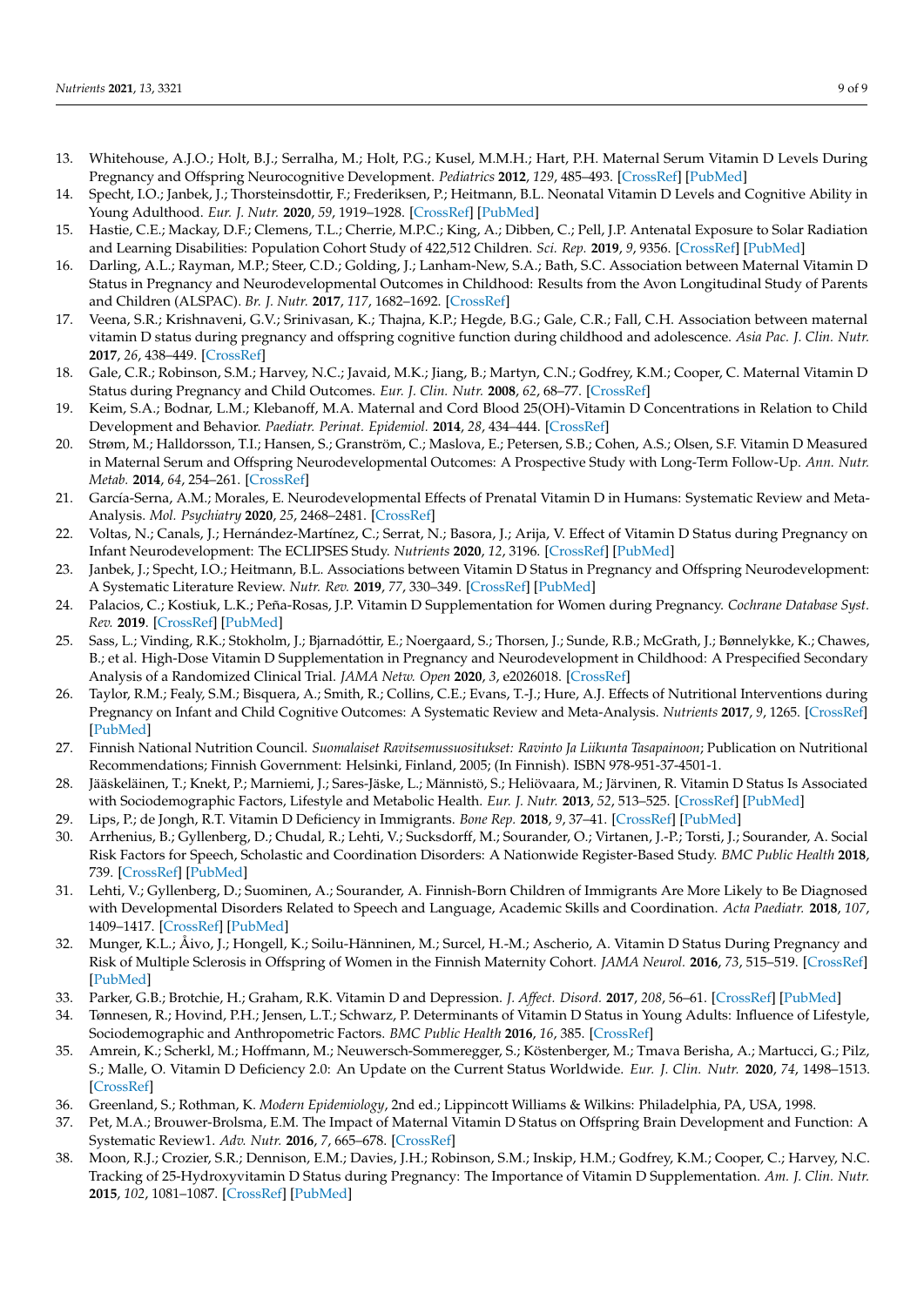13. Whitehouse, A.J.O.; Holt, B.J.; Serralha, M.; Holt, P.G.; Kusel, M.M.H.; Hart, P.H. Maternal Serum Vitamin D Levels During Pregnancy and Offspring Neurocognitive Development. *Pediatrics* **2012**, *129*, 485–493. [CrossRef] [PubMed]
14. Specht, I.O.; Janbek, J.; Thorsteinsdottir, F.; Frederiksen, P.; Heitmann, B.L. Neonatal Vitamin D Levels and Cognitive Ability in Young Adulthood. *Eur. J. Nutr.* **2020**, *59*, 1919–1928. [CrossRef] [PubMed]
15. Hastie, C.E.; Mackay, D.F.; Clemens, T.L.; Cherrie, M.P.C.; King, A.; Dibben, C.; Pell, J.P. Antenatal Exposure to Solar Radiation and Learning Disabilities: Population Cohort Study of 422,512 Children. *Sci. Rep.* **2019**, *9*, 9356. [CrossRef] [PubMed]
16. Darling, A.L.; Rayman, M.P.; Steer, C.D.; Golding, J.; Lanham-New, S.A.; Bath, S.C. Association between Maternal Vitamin D Status in Pregnancy and Neurodevelopmental Outcomes in Childhood: Results from the Avon Longitudinal Study of Parents and Children (ALSPAC). *Br. J. Nutr.* **2017**, *117*, 1682–1692. [CrossRef]
17. Veena, S.R.; Krishnaveni, G.V.; Srinivasan, K.; Thajna, K.P.; Hegde, B.G.; Gale, C.R.; Fall, C.H. Association between maternal vitamin D status during pregnancy and offspring cognitive function during childhood and adolescence. *Asia Pac. J. Clin. Nutr.* **2017**, *26*, 438–449. [CrossRef]
18. Gale, C.R.; Robinson, S.M.; Harvey, N.C.; Javaid, M.K.; Jiang, B.; Martyn, C.N.; Godfrey, K.M.; Cooper, C. Maternal Vitamin D Status during Pregnancy and Child Outcomes. *Eur. J. Clin. Nutr.* **2008**, *62*, 68–77. [CrossRef]
19. Keim, S.A.; Bodnar, L.M.; Klebanoff, M.A. Maternal and Cord Blood 25(OH)-Vitamin D Concentrations in Relation to Child Development and Behavior. *Paediatr. Perinat. Epidemiol.* **2014**, *28*, 434–444. [CrossRef]
20. Strøm, M.; Halldorsson, T.I.; Hansen, S.; Granström, C.; Maslova, E.; Petersen, S.B.; Cohen, A.S.; Olsen, S.F. Vitamin D Measured in Maternal Serum and Offspring Neurodevelopmental Outcomes: A Prospective Study with Long-Term Follow-Up. *Ann. Nutr. Metab.* **2014**, *64*, 254–261. [CrossRef]
21. García-Serna, A.M.; Morales, E. Neurodevelopmental Effects of Prenatal Vitamin D in Humans: Systematic Review and Meta-Analysis. *Mol. Psychiatry* **2020**, *25*, 2468–2481. [CrossRef]
22. Voltas, N.; Canals, J.; Hernández-Martínez, C.; Serrat, N.; Basora, J.; Arija, V. Effect of Vitamin D Status during Pregnancy on Infant Neurodevelopment: The ECLIPSES Study. *Nutrients* **2020**, *12*, 3196. [CrossRef] [PubMed]
23. Janbek, J.; Specht, I.O.; Heitmann, B.L. Associations between Vitamin D Status in Pregnancy and Offspring Neurodevelopment: A Systematic Literature Review. *Nutr. Rev.* **2019**, *77*, 330–349. [CrossRef] [PubMed]
24. Palacios, C.; Kostiuk, L.K.; Peña-Rosas, J.P. Vitamin D Supplementation for Women during Pregnancy. *Cochrane Database Syst. Rev.* **2019**. [CrossRef] [PubMed]
25. Sass, L.; Vinding, R.K.; Stokholm, J.; Bjarnadóttir, E.; Noergaard, S.; Thorsen, J.; Sunde, R.B.; McGrath, J.; Bønnelykke, K.; Chawes, B.; et al. High-Dose Vitamin D Supplementation in Pregnancy and Neurodevelopment in Childhood: A Prespecified Secondary Analysis of a Randomized Clinical Trial. *JAMA Netw. Open* **2020**, *3*, e2026018. [CrossRef]
26. Taylor, R.M.; Fealy, S.M.; Bisquera, A.; Smith, R.; Collins, C.E.; Evans, T.-J.; Hure, A.J. Effects of Nutritional Interventions during Pregnancy on Infant and Child Cognitive Outcomes: A Systematic Review and Meta-Analysis. *Nutrients* **2017**, *9*, 1265. [CrossRef] [PubMed]
27. Finnish National Nutrition Council. *Suomalaiset Ravitsemussuositukset: Ravinto Ja Liikunta Tasapainoon*; Publication on Nutritional Recommendations; Finnish Government: Helsinki, Finland, 2005; (In Finnish). ISBN 978-951-37-4501-1.
28. Jääskeläinen, T.; Knekt, P.; Marniemi, J.; Sares-Jäske, L.; Männistö, S.; Heliövaara, M.; Järvinen, R. Vitamin D Status Is Associated with Sociodemographic Factors, Lifestyle and Metabolic Health. *Eur. J. Nutr.* **2013**, *52*, 513–525. [CrossRef] [PubMed]
29. Lips, P.; de Jongh, R.T. Vitamin D Deficiency in Immigrants. *Bone Rep.* **2018**, *9*, 37–41. [CrossRef] [PubMed]
30. Arrhenius, B.; Gyllenberg, D.; Chudal, R.; Lehti, V.; Sucksdorff, M.; Sourander, O.; Virtanen, J.-P.; Torsti, J.; Sourander, A. Social Risk Factors for Speech, Scholastic and Coordination Disorders: A Nationwide Register-Based Study. *BMC Public Health* **2018**, 739. [CrossRef] [PubMed]
31. Lehti, V.; Gyllenberg, D.; Suominen, A.; Sourander, A. Finnish-Born Children of Immigrants Are More Likely to Be Diagnosed with Developmental Disorders Related to Speech and Language, Academic Skills and Coordination. *Acta Paediatr.* **2018**, *107*, 1409–1417. [CrossRef] [PubMed]
32. Munger, K.L.; Åivo, J.; Hongell, K.; Soilu-Hänninen, M.; Surcel, H.-M.; Ascherio, A. Vitamin D Status During Pregnancy and Risk of Multiple Sclerosis in Offspring of Women in the Finnish Maternity Cohort. *JAMA Neurol.* **2016**, *73*, 515–519. [CrossRef] [PubMed]
33. Parker, G.B.; Brotchie, H.; Graham, R.K. Vitamin D and Depression. *J. Affect. Disord.* **2017**, *208*, 56–61. [CrossRef] [PubMed]
34. Tønnesen, R.; Hovind, P.H.; Jensen, L.T.; Schwarz, P. Determinants of Vitamin D Status in Young Adults: Influence of Lifestyle, Sociodemographic and Anthropometric Factors. *BMC Public Health* **2016**, *16*, 385. [CrossRef]
35. Amrein, K.; Scherkl, M.; Hoffmann, M.; Neuwersch-Sommeregger, S.; Köstenberger, M.; Tmava Berisha, A.; Martucci, G.; Pilz, S.; Malle, O. Vitamin D Deficiency 2.0: An Update on the Current Status Worldwide. *Eur. J. Clin. Nutr.* **2020**, *74*, 1498–1513. [CrossRef]
36. Greenland, S.; Rothman, K. *Modern Epidemiology*, 2nd ed.; Lippincott Williams & Wilkins: Philadelphia, PA, USA, 1998.
37. Pet, M.A.; Brouwer-Brolsma, E.M. The Impact of Maternal Vitamin D Status on Offspring Brain Development and Function: A Systematic Review1. *Adv. Nutr.* **2016**, *7*, 665–678. [CrossRef]
38. Moon, R.J.; Crozier, S.R.; Dennison, E.M.; Davies, J.H.; Robinson, S.M.; Inskip, H.M.; Godfrey, K.M.; Cooper, C.; Harvey, N.C. Tracking of 25-Hydroxyvitamin D Status during Pregnancy: The Importance of Vitamin D Supplementation. *Am. J. Clin. Nutr.* **2015**, *102*, 1081–1087. [CrossRef] [PubMed]